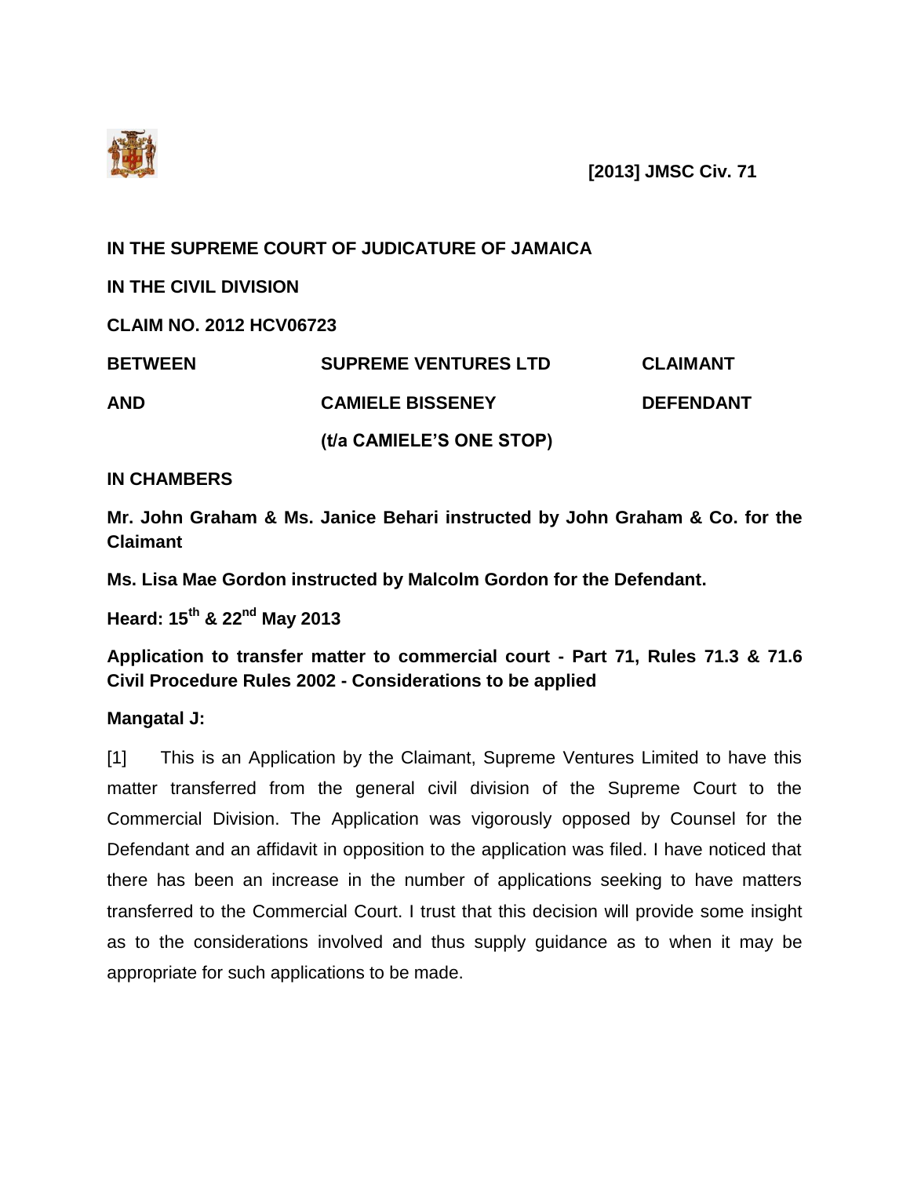**[2013] JMSC Civ. 71**

**IN THE SUPREME COURT OF JUDICATURE OF JAMAICA**

**IN THE CIVIL DIVISION**

**CLAIM NO. 2012 HCV06723**

| | | |
|---|---|---|
| **BETWEEN** | **SUPREME VENTURES LTD** | **CLAIMANT** |
| **AND** | **CAMIELE BISSENEY** | **DEFENDANT** |
| | **(t/a CAMIELE'S ONE STOP)** | |

**IN CHAMBERS**

**Mr. John Graham & Ms. Janice Behari instructed by John Graham & Co. for the Claimant**

**Ms. Lisa Mae Gordon instructed by Malcolm Gordon for the Defendant.**

**Heard: 15th & 22nd May 2013**

**Application to transfer matter to commercial court - Part 71, Rules 71.3 & 71.6 Civil Procedure Rules 2002 - Considerations to be applied**

**Mangatal J:**

[1] This is an Application by the Claimant, Supreme Ventures Limited to have this matter transferred from the general civil division of the Supreme Court to the Commercial Division. The Application was vigorously opposed by Counsel for the Defendant and an affidavit in opposition to the application was filed. I have noticed that there has been an increase in the number of applications seeking to have matters transferred to the Commercial Court. I trust that this decision will provide some insight as to the considerations involved and thus supply guidance as to when it may be appropriate for such applications to be made.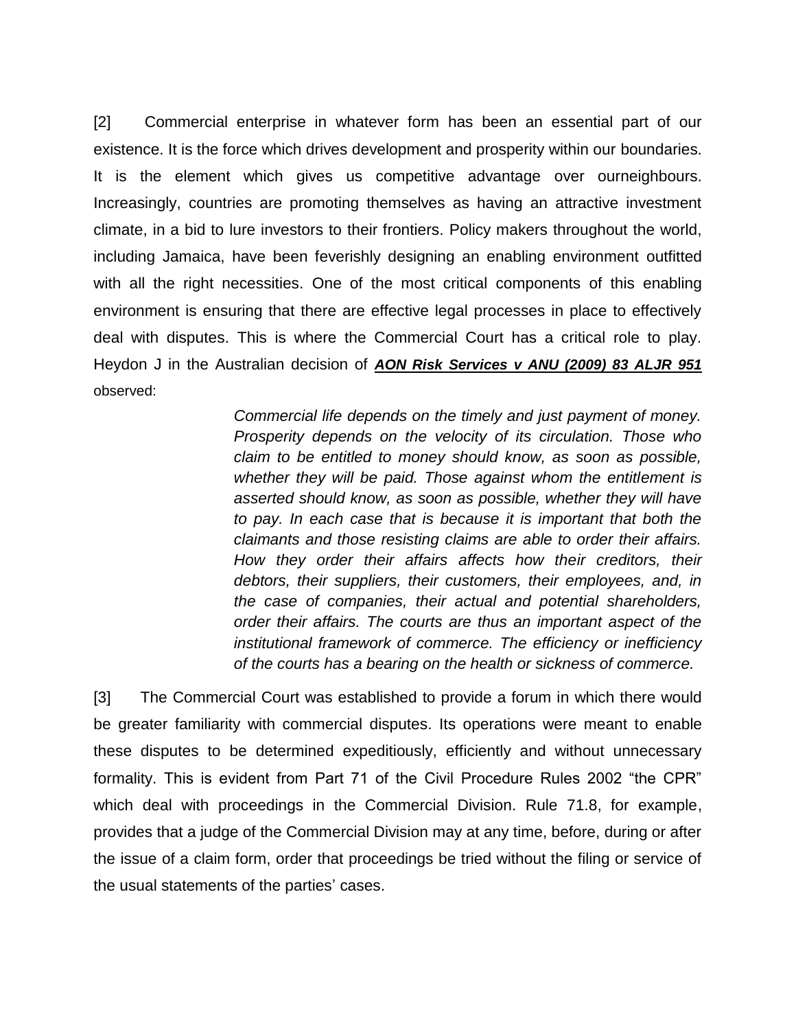[2] Commercial enterprise in whatever form has been an essential part of our existence. It is the force which drives development and prosperity within our boundaries. It is the element which gives us competitive advantage over ourneighbours. Increasingly, countries are promoting themselves as having an attractive investment climate, in a bid to lure investors to their frontiers. Policy makers throughout the world, including Jamaica, have been feverishly designing an enabling environment outfitted with all the right necessities. One of the most critical components of this enabling environment is ensuring that there are effective legal processes in place to effectively deal with disputes. This is where the Commercial Court has a critical role to play. Heydon J in the Australian decision of ***AON Risk Services v ANU (2009) 83 ALJR 951*** observed:

> *Commercial life depends on the timely and just payment of money. Prosperity depends on the velocity of its circulation. Those who claim to be entitled to money should know, as soon as possible, whether they will be paid. Those against whom the entitlement is asserted should know, as soon as possible, whether they will have to pay. In each case that is because it is important that both the claimants and those resisting claims are able to order their affairs. How they order their affairs affects how their creditors, their debtors, their suppliers, their customers, their employees, and, in the case of companies, their actual and potential shareholders, order their affairs. The courts are thus an important aspect of the institutional framework of commerce. The efficiency or inefficiency of the courts has a bearing on the health or sickness of commerce.*

[3] The Commercial Court was established to provide a forum in which there would be greater familiarity with commercial disputes. Its operations were meant to enable these disputes to be determined expeditiously, efficiently and without unnecessary formality. This is evident from Part 71 of the Civil Procedure Rules 2002 "the CPR" which deal with proceedings in the Commercial Division. Rule 71.8, for example, provides that a judge of the Commercial Division may at any time, before, during or after the issue of a claim form, order that proceedings be tried without the filing or service of the usual statements of the parties' cases.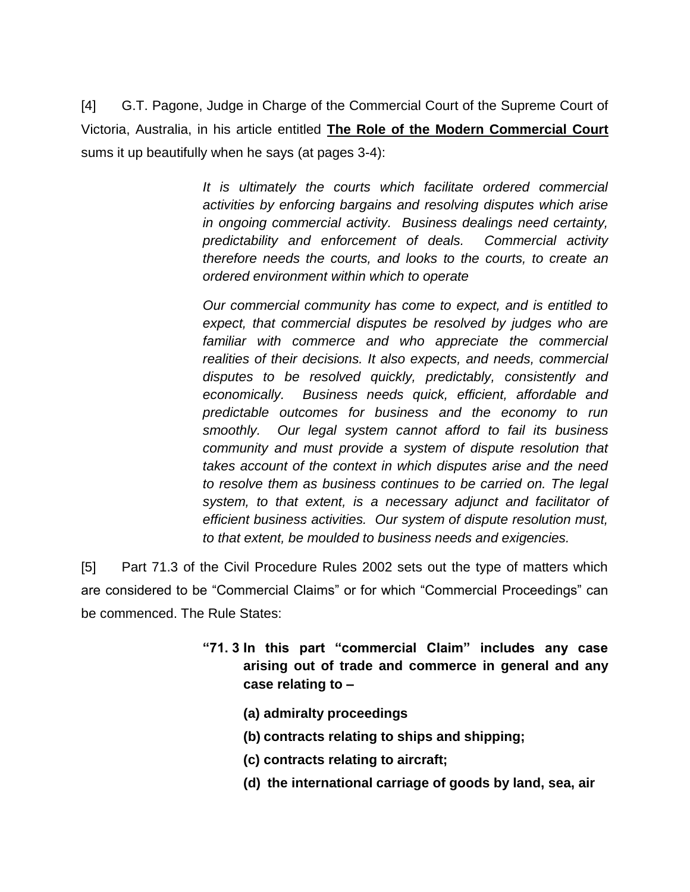[4] G.T. Pagone, Judge in Charge of the Commercial Court of the Supreme Court of Victoria, Australia, in his article entitled **<u>The Role of the Modern Commercial Court</u>** sums it up beautifully when he says (at pages 3-4):

> *It is ultimately the courts which facilitate ordered commercial activities by enforcing bargains and resolving disputes which arise in ongoing commercial activity. Business dealings need certainty, predictability and enforcement of deals. Commercial activity therefore needs the courts, and looks to the courts, to create an ordered environment within which to operate*
>
> *Our commercial community has come to expect, and is entitled to expect, that commercial disputes be resolved by judges who are familiar with commerce and who appreciate the commercial realities of their decisions. It also expects, and needs, commercial disputes to be resolved quickly, predictably, consistently and economically. Business needs quick, efficient, affordable and predictable outcomes for business and the economy to run smoothly. Our legal system cannot afford to fail its business community and must provide a system of dispute resolution that takes account of the context in which disputes arise and the need to resolve them as business continues to be carried on. The legal system, to that extent, is a necessary adjunct and facilitator of efficient business activities. Our system of dispute resolution must, to that extent, be moulded to business needs and exigencies.*

[5] Part 71.3 of the Civil Procedure Rules 2002 sets out the type of matters which are considered to be "Commercial Claims" or for which "Commercial Proceedings" can be commenced. The Rule States:

> **"71. 3 In this part "commercial Claim" includes any case arising out of trade and commerce in general and any case relating to –**
>
> **(a) admiralty proceedings**
>
> **(b) contracts relating to ships and shipping;**
>
> **(c) contracts relating to aircraft;**
>
> **(d) the international carriage of goods by land, sea, air**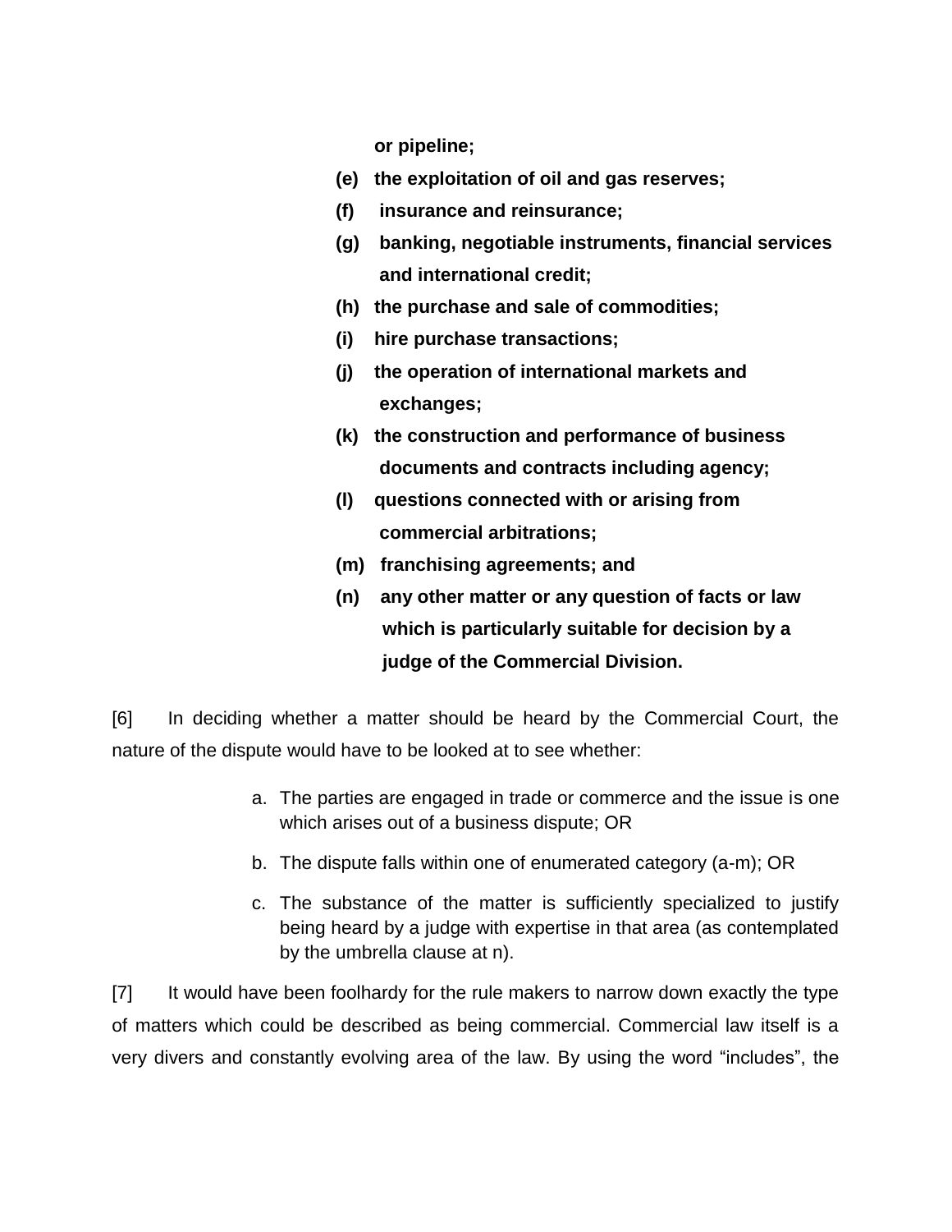**or pipeline;**

**(e) the exploitation of oil and gas reserves;**

**(f) insurance and reinsurance;**

**(g) banking, negotiable instruments, financial services and international credit;**

**(h) the purchase and sale of commodities;**

**(i) hire purchase transactions;**

**(j) the operation of international markets and exchanges;**

**(k) the construction and performance of business documents and contracts including agency;**

**(l) questions connected with or arising from commercial arbitrations;**

**(m) franchising agreements; and**

**(n) any other matter or any question of facts or law which is particularly suitable for decision by a judge of the Commercial Division.**

[6] In deciding whether a matter should be heard by the Commercial Court, the nature of the dispute would have to be looked at to see whether:

a. The parties are engaged in trade or commerce and the issue is one which arises out of a business dispute; OR
b. The dispute falls within one of enumerated category (a-m); OR
c. The substance of the matter is sufficiently specialized to justify being heard by a judge with expertise in that area (as contemplated by the umbrella clause at n).

[7] It would have been foolhardy for the rule makers to narrow down exactly the type of matters which could be described as being commercial. Commercial law itself is a very divers and constantly evolving area of the law. By using the word "includes", the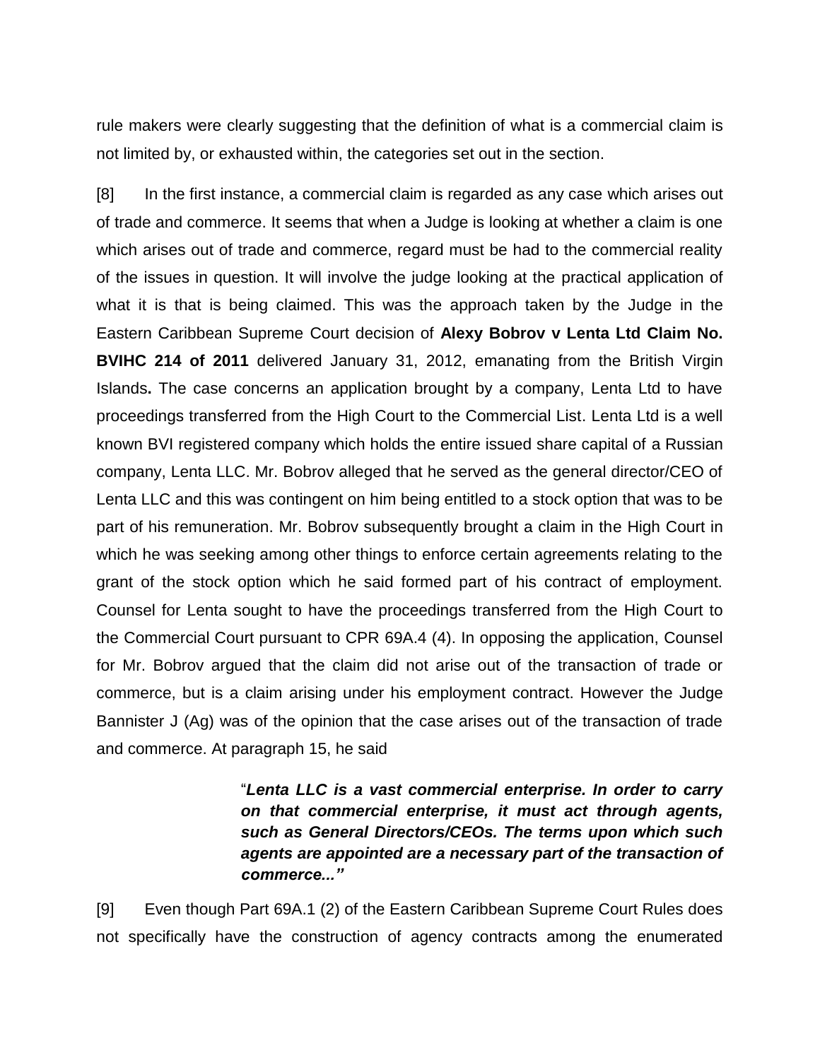rule makers were clearly suggesting that the definition of what is a commercial claim is not limited by, or exhausted within, the categories set out in the section.

[8] In the first instance, a commercial claim is regarded as any case which arises out of trade and commerce. It seems that when a Judge is looking at whether a claim is one which arises out of trade and commerce, regard must be had to the commercial reality of the issues in question. It will involve the judge looking at the practical application of what it is that is being claimed. This was the approach taken by the Judge in the Eastern Caribbean Supreme Court decision of **Alexy Bobrov v Lenta Ltd Claim No. BVIHC 214 of 2011** delivered January 31, 2012, emanating from the British Virgin Islands**.** The case concerns an application brought by a company, Lenta Ltd to have proceedings transferred from the High Court to the Commercial List. Lenta Ltd is a well known BVI registered company which holds the entire issued share capital of a Russian company, Lenta LLC. Mr. Bobrov alleged that he served as the general director/CEO of Lenta LLC and this was contingent on him being entitled to a stock option that was to be part of his remuneration. Mr. Bobrov subsequently brought a claim in the High Court in which he was seeking among other things to enforce certain agreements relating to the grant of the stock option which he said formed part of his contract of employment. Counsel for Lenta sought to have the proceedings transferred from the High Court to the Commercial Court pursuant to CPR 69A.4 (4). In opposing the application, Counsel for Mr. Bobrov argued that the claim did not arise out of the transaction of trade or commerce, but is a claim arising under his employment contract. However the Judge Bannister J (Ag) was of the opinion that the case arises out of the transaction of trade and commerce. At paragraph 15, he said

> "***Lenta LLC is a vast commercial enterprise. In order to carry on that commercial enterprise, it must act through agents, such as General Directors/CEOs. The terms upon which such agents are appointed are a necessary part of the transaction of commerce..."***

[9] Even though Part 69A.1 (2) of the Eastern Caribbean Supreme Court Rules does not specifically have the construction of agency contracts among the enumerated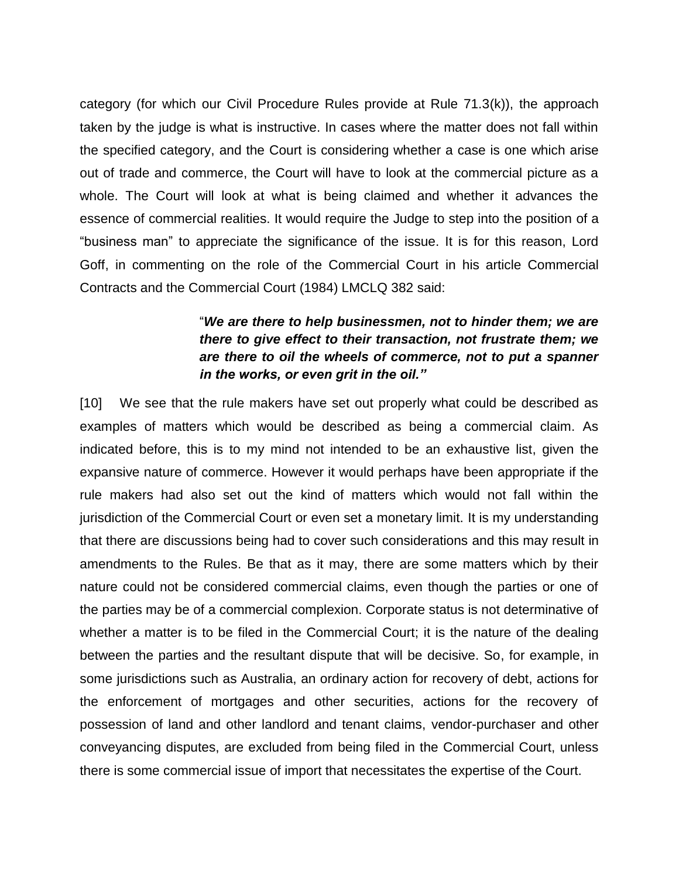category (for which our Civil Procedure Rules provide at Rule 71.3(k)), the approach taken by the judge is what is instructive. In cases where the matter does not fall within the specified category, and the Court is considering whether a case is one which arise out of trade and commerce, the Court will have to look at the commercial picture as a whole. The Court will look at what is being claimed and whether it advances the essence of commercial realities. It would require the Judge to step into the position of a "business man" to appreciate the significance of the issue. It is for this reason, Lord Goff, in commenting on the role of the Commercial Court in his article Commercial Contracts and the Commercial Court (1984) LMCLQ 382 said:

> "***We are there to help businessmen, not to hinder them; we are there to give effect to their transaction, not frustrate them; we are there to oil the wheels of commerce, not to put a spanner in the works, or even grit in the oil."***

[10] We see that the rule makers have set out properly what could be described as examples of matters which would be described as being a commercial claim. As indicated before, this is to my mind not intended to be an exhaustive list, given the expansive nature of commerce. However it would perhaps have been appropriate if the rule makers had also set out the kind of matters which would not fall within the jurisdiction of the Commercial Court or even set a monetary limit. It is my understanding that there are discussions being had to cover such considerations and this may result in amendments to the Rules. Be that as it may, there are some matters which by their nature could not be considered commercial claims, even though the parties or one of the parties may be of a commercial complexion. Corporate status is not determinative of whether a matter is to be filed in the Commercial Court; it is the nature of the dealing between the parties and the resultant dispute that will be decisive. So, for example, in some jurisdictions such as Australia, an ordinary action for recovery of debt, actions for the enforcement of mortgages and other securities, actions for the recovery of possession of land and other landlord and tenant claims, vendor-purchaser and other conveyancing disputes, are excluded from being filed in the Commercial Court, unless there is some commercial issue of import that necessitates the expertise of the Court.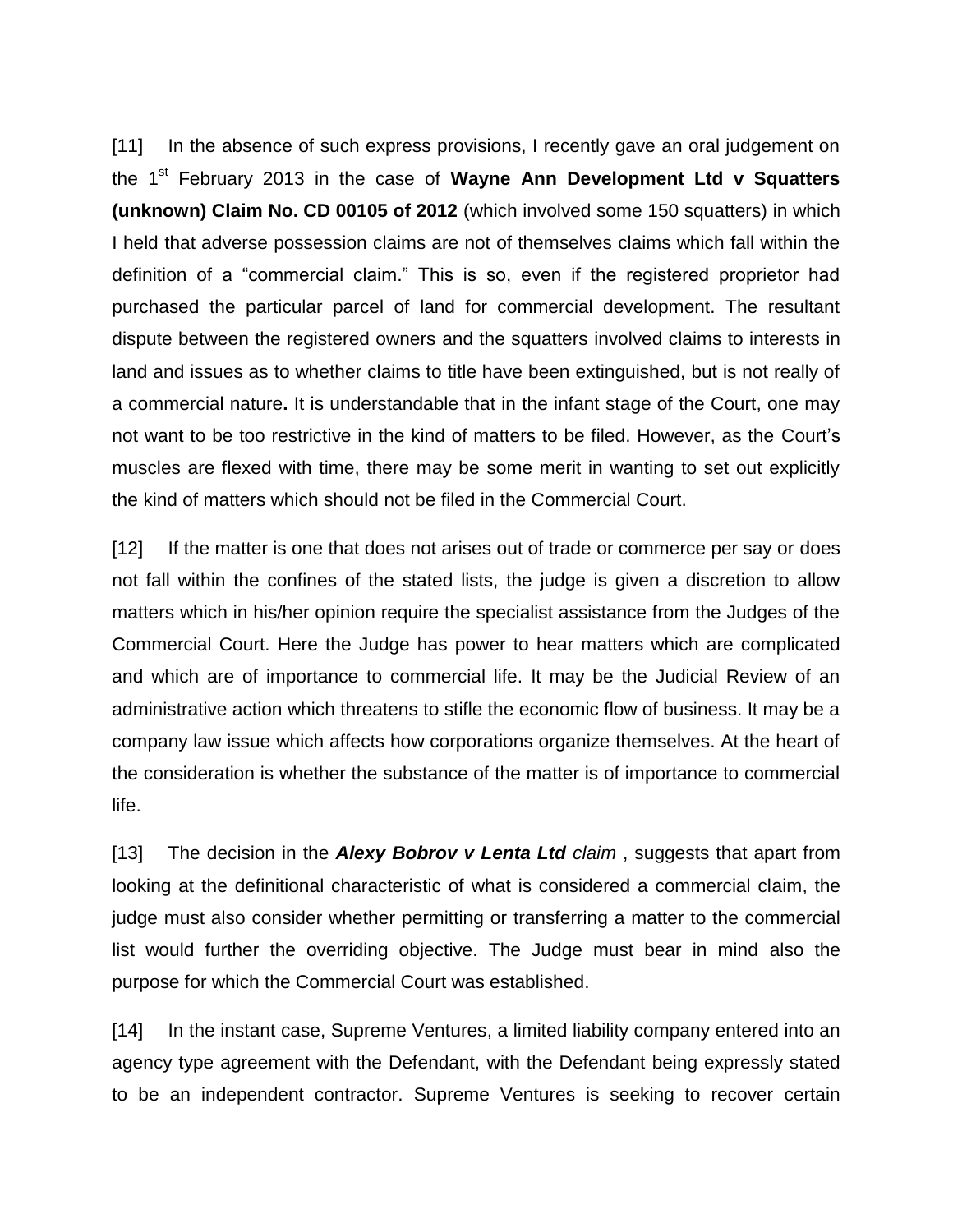[11] In the absence of such express provisions, I recently gave an oral judgement on the 1st February 2013 in the case of **Wayne Ann Development Ltd v Squatters (unknown) Claim No. CD 00105 of 2012** (which involved some 150 squatters) in which I held that adverse possession claims are not of themselves claims which fall within the definition of a "commercial claim." This is so, even if the registered proprietor had purchased the particular parcel of land for commercial development. The resultant dispute between the registered owners and the squatters involved claims to interests in land and issues as to whether claims to title have been extinguished, but is not really of a commercial nature**.** It is understandable that in the infant stage of the Court, one may not want to be too restrictive in the kind of matters to be filed. However, as the Court's muscles are flexed with time, there may be some merit in wanting to set out explicitly the kind of matters which should not be filed in the Commercial Court.

[12] If the matter is one that does not arises out of trade or commerce per say or does not fall within the confines of the stated lists, the judge is given a discretion to allow matters which in his/her opinion require the specialist assistance from the Judges of the Commercial Court. Here the Judge has power to hear matters which are complicated and which are of importance to commercial life. It may be the Judicial Review of an administrative action which threatens to stifle the economic flow of business. It may be a company law issue which affects how corporations organize themselves. At the heart of the consideration is whether the substance of the matter is of importance to commercial life.

[13] The decision in the ***Alexy Bobrov v Lenta Ltd*** *claim* , suggests that apart from looking at the definitional characteristic of what is considered a commercial claim, the judge must also consider whether permitting or transferring a matter to the commercial list would further the overriding objective. The Judge must bear in mind also the purpose for which the Commercial Court was established.

[14] In the instant case, Supreme Ventures, a limited liability company entered into an agency type agreement with the Defendant, with the Defendant being expressly stated to be an independent contractor. Supreme Ventures is seeking to recover certain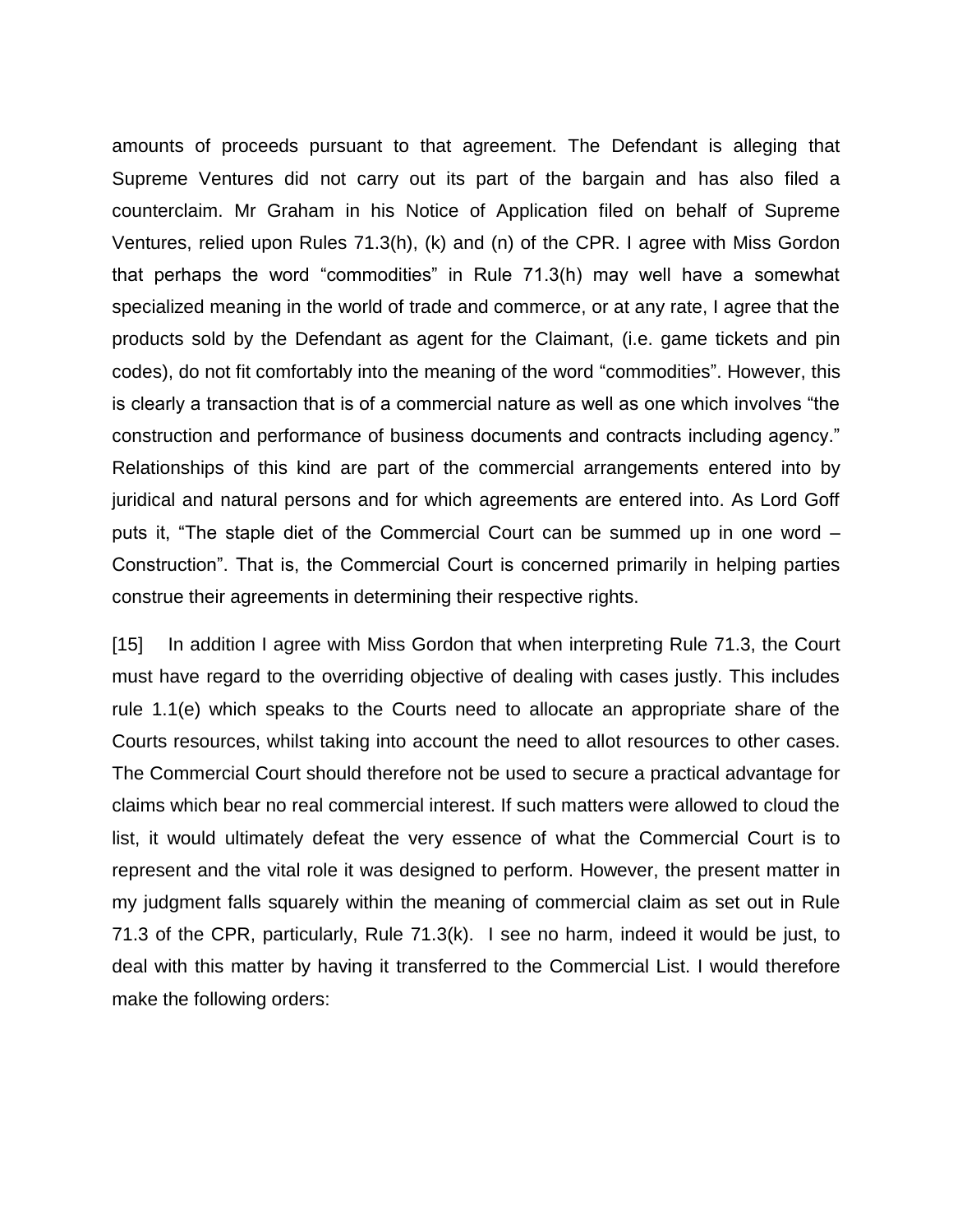amounts of proceeds pursuant to that agreement. The Defendant is alleging that Supreme Ventures did not carry out its part of the bargain and has also filed a counterclaim. Mr Graham in his Notice of Application filed on behalf of Supreme Ventures, relied upon Rules 71.3(h), (k) and (n) of the CPR. I agree with Miss Gordon that perhaps the word "commodities" in Rule 71.3(h) may well have a somewhat specialized meaning in the world of trade and commerce, or at any rate, I agree that the products sold by the Defendant as agent for the Claimant, (i.e. game tickets and pin codes), do not fit comfortably into the meaning of the word "commodities". However, this is clearly a transaction that is of a commercial nature as well as one which involves "the construction and performance of business documents and contracts including agency." Relationships of this kind are part of the commercial arrangements entered into by juridical and natural persons and for which agreements are entered into. As Lord Goff puts it, "The staple diet of the Commercial Court can be summed up in one word – Construction". That is, the Commercial Court is concerned primarily in helping parties construe their agreements in determining their respective rights.

[15] In addition I agree with Miss Gordon that when interpreting Rule 71.3, the Court must have regard to the overriding objective of dealing with cases justly. This includes rule 1.1(e) which speaks to the Courts need to allocate an appropriate share of the Courts resources, whilst taking into account the need to allot resources to other cases. The Commercial Court should therefore not be used to secure a practical advantage for claims which bear no real commercial interest. If such matters were allowed to cloud the list, it would ultimately defeat the very essence of what the Commercial Court is to represent and the vital role it was designed to perform. However, the present matter in my judgment falls squarely within the meaning of commercial claim as set out in Rule 71.3 of the CPR, particularly, Rule 71.3(k). I see no harm, indeed it would be just, to deal with this matter by having it transferred to the Commercial List. I would therefore make the following orders: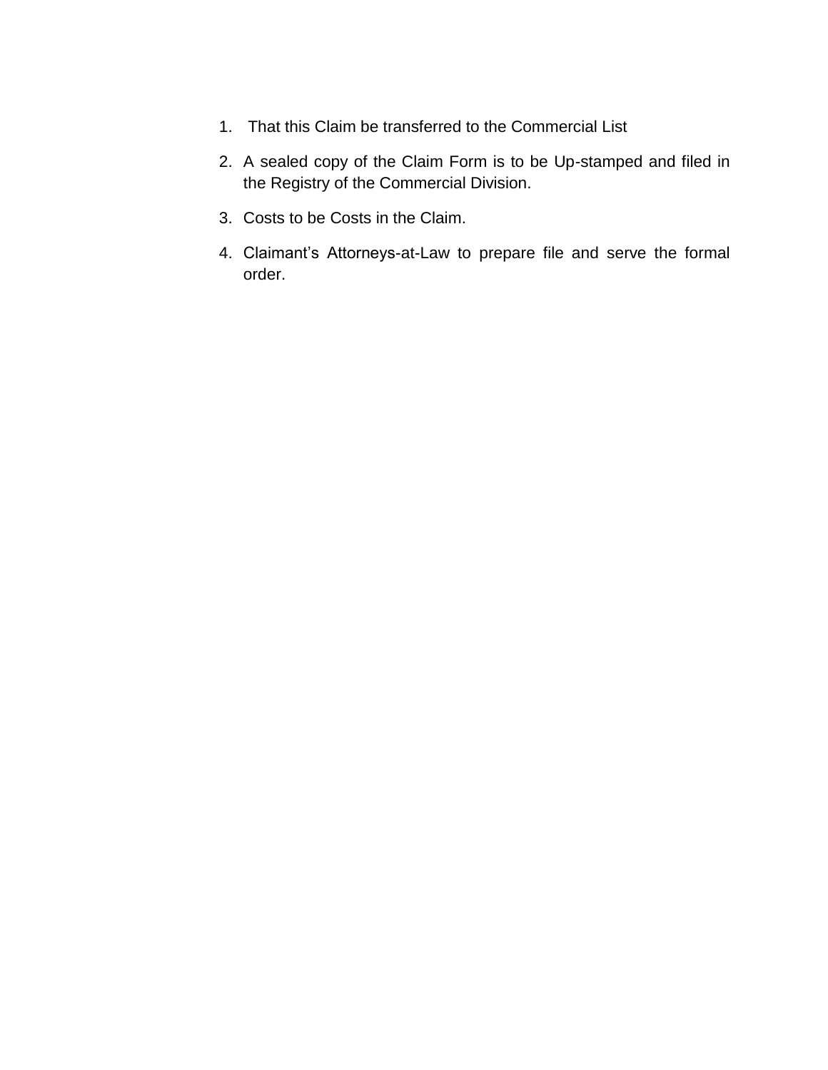1. That this Claim be transferred to the Commercial List
2. A sealed copy of the Claim Form is to be Up-stamped and filed in the Registry of the Commercial Division.
3. Costs to be Costs in the Claim.
4. Claimant's Attorneys-at-Law to prepare file and serve the formal order.